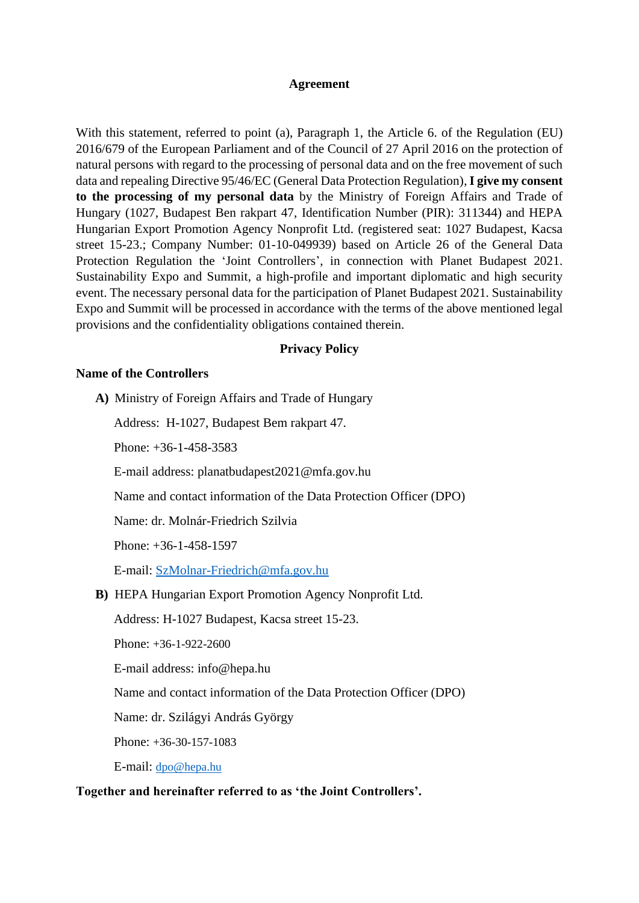# Agreement

With this statement, referred to point (a), Paragraph 1, the Article 6. of the Regulation (EU) 2016/679 of the European Parliament and of the Council of 27 April 2016 on the protection of natural persons with regard to the processing of personal data and on the free movement of such data and repealing Directive 95/46/EC (General Data Protection Regulation), **I give my consent to the processing of my personal data** by the Ministry of Foreign Affairs and Trade of Hungary (1027, Budapest Ben rakpart 47, Identification Number (PIR): 311344) and HEPA Hungarian Export Promotion Agency Nonprofit Ltd. (registered seat: 1027 Budapest, Kacsa street 15-23.; Company Number: 01-10-049939) based on Article 26 of the General Data Protection Regulation the 'Joint Controllers', in connection with Planet Budapest 2021. Sustainability Expo and Summit, a high-profile and important diplomatic and high security event. The necessary personal data for the participation of Planet Budapest 2021. Sustainability Expo and Summit will be processed in accordance with the terms of the above mentioned legal provisions and the confidentiality obligations contained therein.

## Privacy Policy

**Name of the Controllers**

**A)** Ministry of Foreign Affairs and Trade of Hungary

Address: H-1027, Budapest Bem rakpart 47.

Phone: +36-1-458-3583

E-mail address: planatbudapest2021@mfa.gov.hu

Name and contact information of the Data Protection Officer (DPO)

Name: dr. Molnár-Friedrich Szilvia

Phone: +36-1-458-1597

E-mail: SzMolnar-Friedrich@mfa.gov.hu

**B)** HEPA Hungarian Export Promotion Agency Nonprofit Ltd.

Address: H-1027 Budapest, Kacsa street 15-23.

Phone: +36-1-922-2600

E-mail address: info@hepa.hu

Name and contact information of the Data Protection Officer (DPO)

Name: dr. Szilágyi András György

Phone: +36-30-157-1083

E-mail: dpo@hepa.hu

**Together and hereinafter referred to as 'the Joint Controllers'.**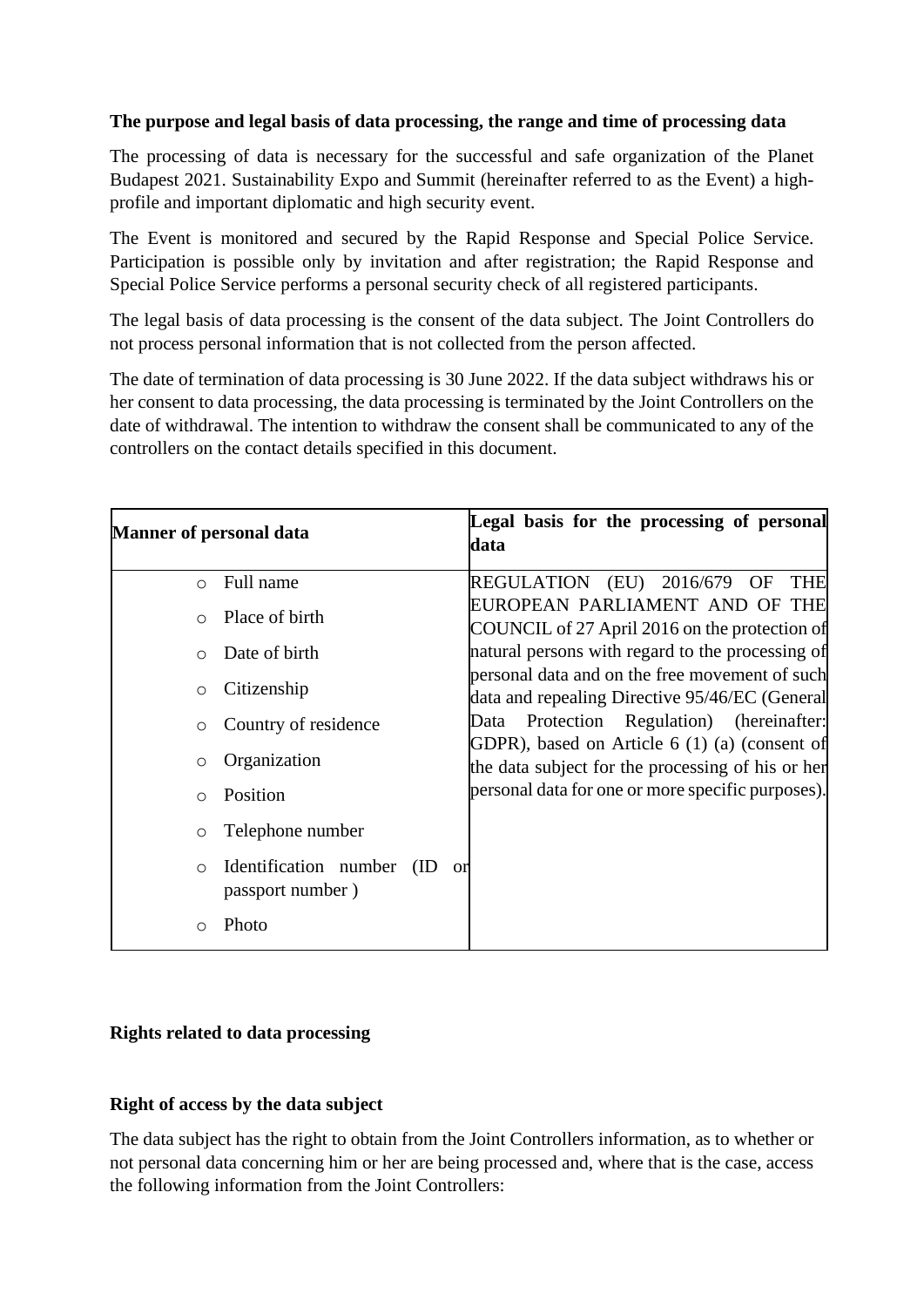**The purpose and legal basis of data processing, the range and time of processing data**

The processing of data is necessary for the successful and safe organization of the Planet Budapest 2021. Sustainability Expo and Summit (hereinafter referred to as the Event) a high-profile and important diplomatic and high security event.

The Event is monitored and secured by the Rapid Response and Special Police Service. Participation is possible only by invitation and after registration; the Rapid Response and Special Police Service performs a personal security check of all registered participants.

The legal basis of data processing is the consent of the data subject. The Joint Controllers do not process personal information that is not collected from the person affected.

The date of termination of data processing is 30 June 2022. If the data subject withdraws his or her consent to data processing, the data processing is terminated by the Joint Controllers on the date of withdrawal. The intention to withdraw the consent shall be communicated to any of the controllers on the contact details specified in this document.

| Manner of personal data | Legal basis for the processing of personal data |
| --- | --- |
| ○ Full name<br>○ Place of birth<br>○ Date of birth<br>○ Citizenship<br>○ Country of residence<br>○ Organization<br>○ Position<br>○ Telephone number<br>○ Identification number (ID or passport number )<br>○ Photo | REGULATION (EU) 2016/679 OF THE EUROPEAN PARLIAMENT AND OF THE COUNCIL of 27 April 2016 on the protection of natural persons with regard to the processing of personal data and on the free movement of such data and repealing Directive 95/46/EC (General Data Protection Regulation) (hereinafter: GDPR), based on Article 6 (1) (a) (consent of the data subject for the processing of his or her personal data for one or more specific purposes). |

**Rights related to data processing**

**Right of access by the data subject**

The data subject has the right to obtain from the Joint Controllers information, as to whether or not personal data concerning him or her are being processed and, where that is the case, access the following information from the Joint Controllers: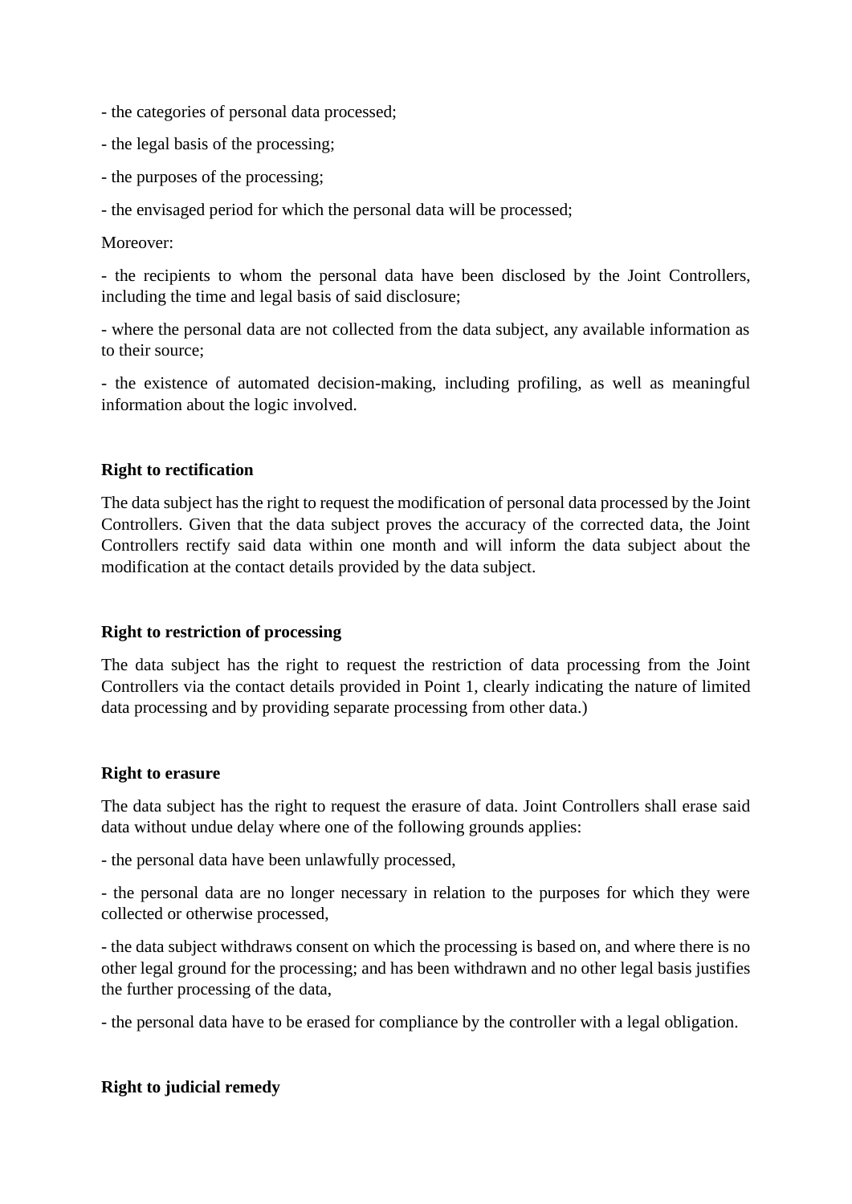- the categories of personal data processed;

- the legal basis of the processing;

- the purposes of the processing;

- the envisaged period for which the personal data will be processed;

Moreover:

- the recipients to whom the personal data have been disclosed by the Joint Controllers, including the time and legal basis of said disclosure;

- where the personal data are not collected from the data subject, any available information as to their source;

- the existence of automated decision-making, including profiling, as well as meaningful information about the logic involved.

**Right to rectification**

The data subject has the right to request the modification of personal data processed by the Joint Controllers. Given that the data subject proves the accuracy of the corrected data, the Joint Controllers rectify said data within one month and will inform the data subject about the modification at the contact details provided by the data subject.

**Right to restriction of processing**

The data subject has the right to request the restriction of data processing from the Joint Controllers via the contact details provided in Point 1, clearly indicating the nature of limited data processing and by providing separate processing from other data.)

**Right to erasure**

The data subject has the right to request the erasure of data. Joint Controllers shall erase said data without undue delay where one of the following grounds applies:

- the personal data have been unlawfully processed,

- the personal data are no longer necessary in relation to the purposes for which they were collected or otherwise processed,

- the data subject withdraws consent on which the processing is based on, and where there is no other legal ground for the processing; and has been withdrawn and no other legal basis justifies the further processing of the data,

- the personal data have to be erased for compliance by the controller with a legal obligation.

**Right to judicial remedy**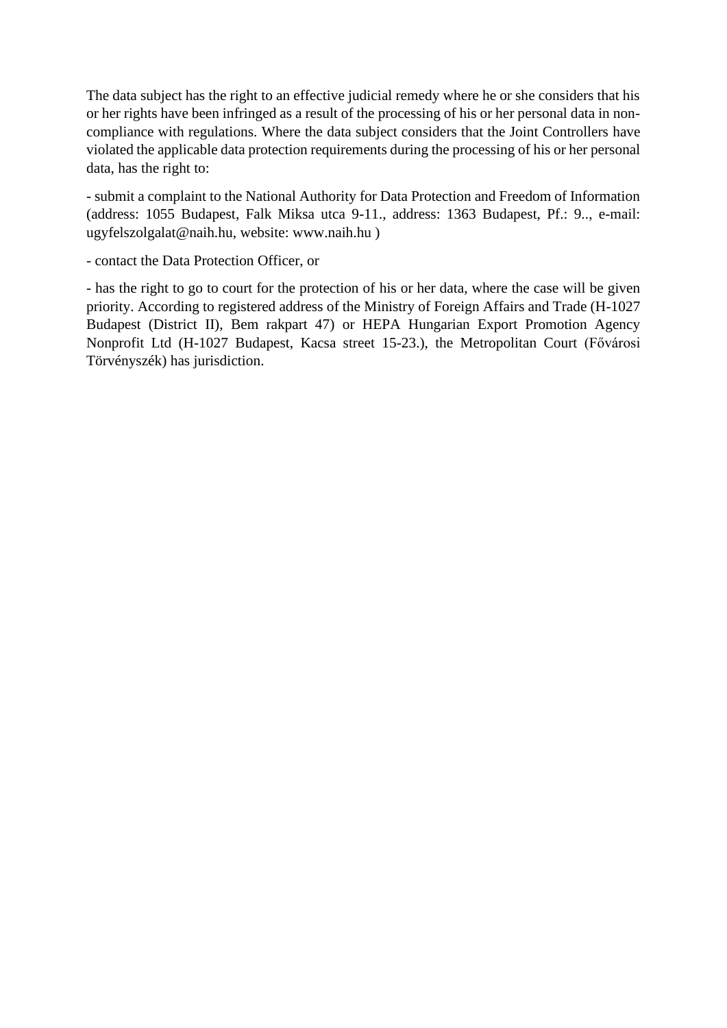The data subject has the right to an effective judicial remedy where he or she considers that his or her rights have been infringed as a result of the processing of his or her personal data in non-compliance with regulations. Where the data subject considers that the Joint Controllers have violated the applicable data protection requirements during the processing of his or her personal data, has the right to:

- submit a complaint to the National Authority for Data Protection and Freedom of Information (address: 1055 Budapest, Falk Miksa utca 9-11., address: 1363 Budapest, Pf.: 9.., e-mail: ugyfelszolgalat@naih.hu, website: www.naih.hu )

- contact the Data Protection Officer, or

- has the right to go to court for the protection of his or her data, where the case will be given priority. According to registered address of the Ministry of Foreign Affairs and Trade (H-1027 Budapest (District II), Bem rakpart 47) or HEPA Hungarian Export Promotion Agency Nonprofit Ltd (H-1027 Budapest, Kacsa street 15-23.), the Metropolitan Court (Fővárosi Törvényszék) has jurisdiction.